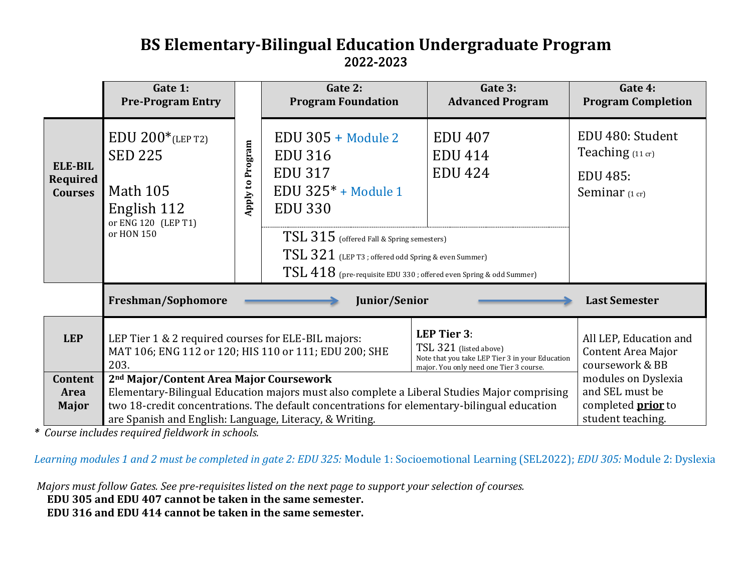# BS Elementary-Bilingual Education Undergraduate Program

## 2022-2023

| | Gate 1: Pre-Program Entry | | Gate 2: Program Foundation | Gate 3: Advanced Program | Gate 4: Program Completion |
|---|---|---|---|---|---|
| **ELE-BIL Required Courses** | EDU 200* (LEP T2)<br>SED 225<br><br>Math 105<br>English 112<br>or ENG 120 (LEP T1)<br>or HON 150 | Apply to Program | EDU 305 + Module 2<br>EDU 316<br>EDU 317<br>EDU 325* + Module 1<br>EDU 330 | EDU 407<br>EDU 414<br>EDU 424 | EDU 480: Student Teaching (11 cr)<br><br>EDU 485: Seminar (1 cr) |
| | | | TSL 315 (offered Fall & Spring semesters)<br>TSL 321 (LEP T3 ; offered odd Spring & even Summer)<br>TSL 418 (pre-requisite EDU 330 ; offered even Spring & odd Summer) | | |
| | **Freshman/Sophomore** → | | **Junior/Senior** → | | **Last Semester** |
| **LEP** | LEP Tier 1 & 2 required courses for ELE-BIL majors:<br>MAT 106; ENG 112 or 120; HIS 110 or 111; EDU 200; SHE 203. | | | **LEP Tier 3**:<br>TSL 321 (listed above)<br>Note that you take LEP Tier 3 in your Education major. You only need one Tier 3 course. | All LEP, Education and Content Area Major coursework & BB modules on Dyslexia and SEL must be completed **prior** to student teaching. |
| **Content Area Major** | **2nd Major/Content Area Major Coursework**<br>Elementary-Bilingual Education majors must also complete a Liberal Studies Major comprising two 18-credit concentrations. The default concentrations for elementary-bilingual education are Spanish and English: Language, Literacy, & Writing. | | | | |

\* *Course includes required fieldwork in schools.*

*Learning modules 1 and 2 must be completed in gate 2: EDU 325:* Module 1: Socioemotional Learning (SEL2022); *EDU 305:* Module 2: Dyslexia

*Majors must follow Gates. See pre-requisites listed on the next page to support your selection of courses.*

**EDU 305 and EDU 407 cannot be taken in the same semester.**

**EDU 316 and EDU 414 cannot be taken in the same semester.**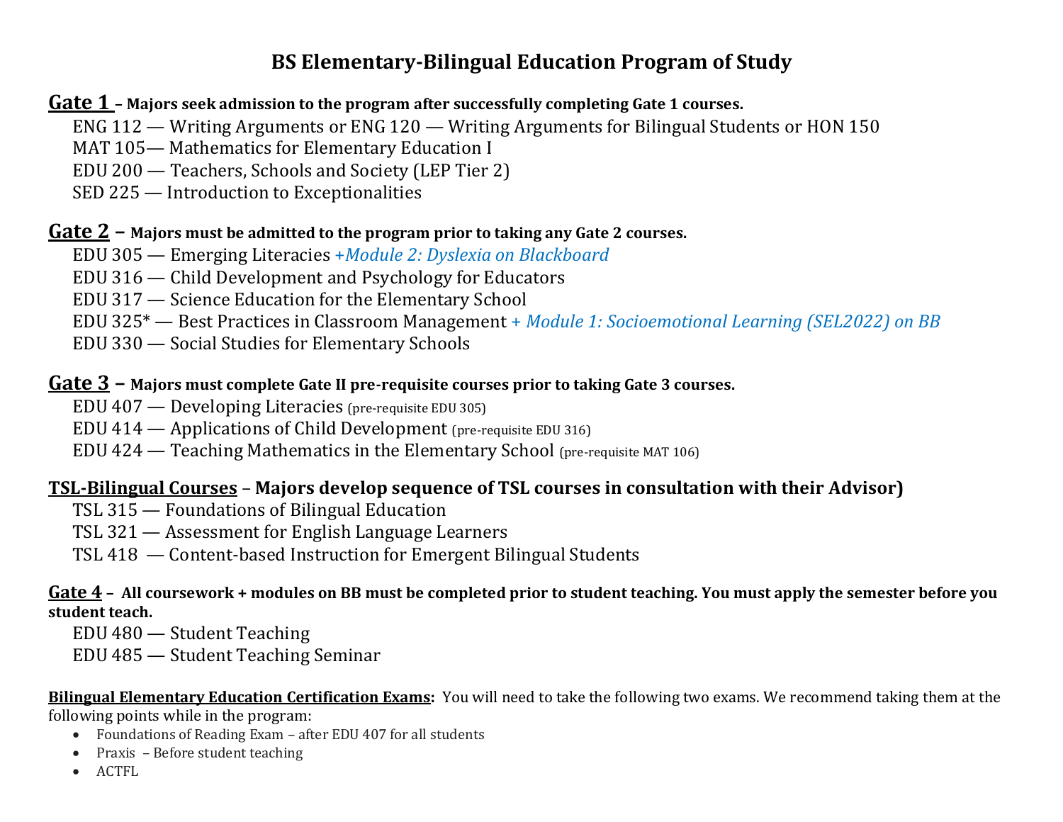# BS Elementary-Bilingual Education Program of Study

**Gate 1 – Majors seek admission to the program after successfully completing Gate 1 courses.**

ENG 112 — Writing Arguments or ENG 120 — Writing Arguments for Bilingual Students or HON 150
MAT 105— Mathematics for Elementary Education I
EDU 200 — Teachers, Schools and Society (LEP Tier 2)
SED 225 — Introduction to Exceptionalities

**Gate 2 – Majors must be admitted to the program prior to taking any Gate 2 courses.**

EDU 305 — Emerging Literacies *+Module 2: Dyslexia on Blackboard*
EDU 316 — Child Development and Psychology for Educators
EDU 317 — Science Education for the Elementary School
EDU 325* — Best Practices in Classroom Management *+ Module 1: Socioemotional Learning (SEL2022) on BB*
EDU 330 — Social Studies for Elementary Schools

**Gate 3 – Majors must complete Gate II pre-requisite courses prior to taking Gate 3 courses.**

EDU 407 — Developing Literacies (pre-requisite EDU 305)
EDU 414 — Applications of Child Development (pre-requisite EDU 316)
EDU 424 — Teaching Mathematics in the Elementary School (pre-requisite MAT 106)

**TSL-Bilingual Courses – Majors develop sequence of TSL courses in consultation with their Advisor)**

TSL 315 — Foundations of Bilingual Education
TSL 321 — Assessment for English Language Learners
TSL 418 — Content-based Instruction for Emergent Bilingual Students

**Gate 4 – All coursework + modules on BB must be completed prior to student teaching. You must apply the semester before you student teach.**

EDU 480 — Student Teaching
EDU 485 — Student Teaching Seminar

**Bilingual Elementary Education Certification Exams:** You will need to take the following two exams. We recommend taking them at the following points while in the program:

- Foundations of Reading Exam – after EDU 407 for all students
- Praxis – Before student teaching
- ACTFL